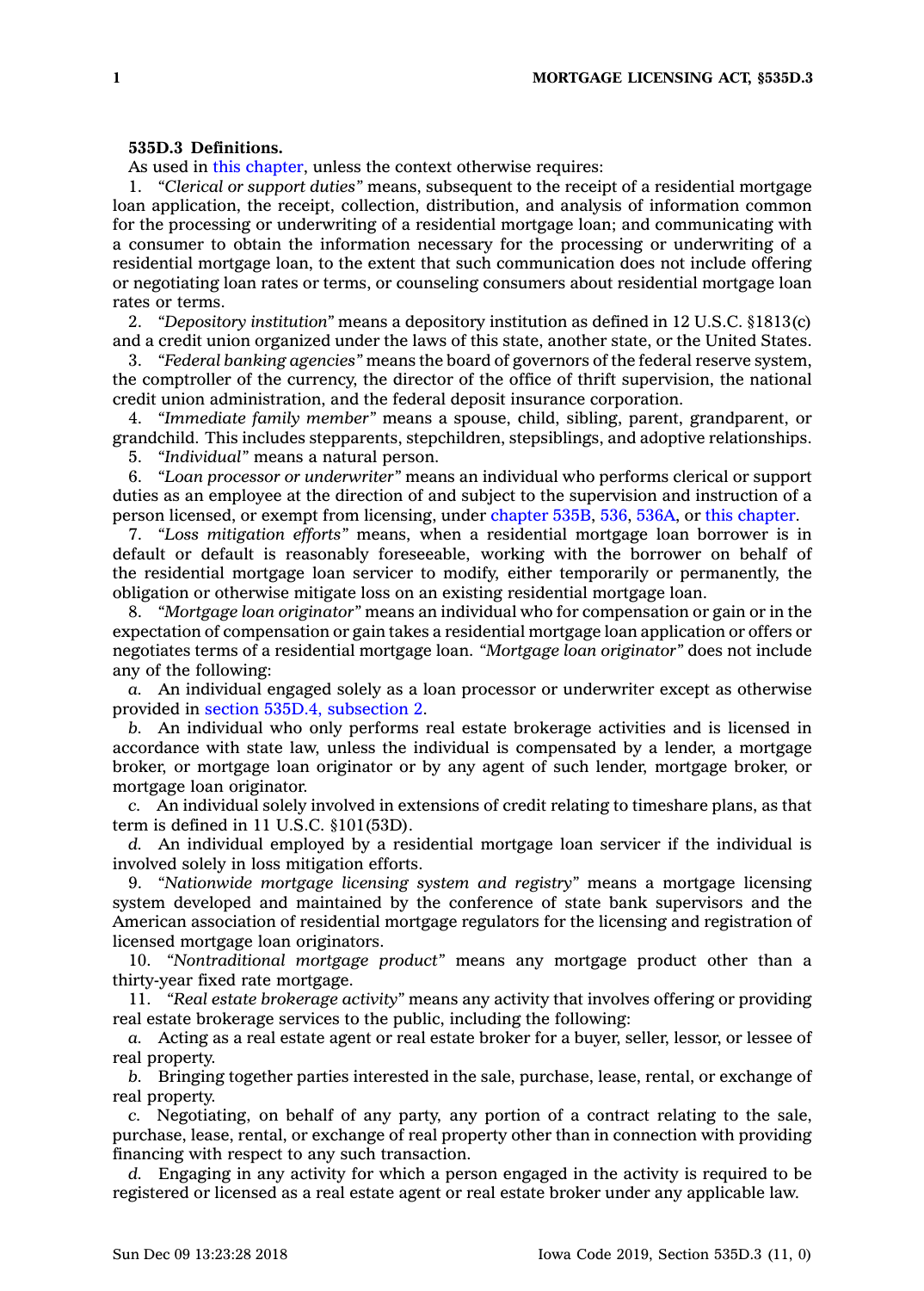**535D.3 Definitions.**

As used in this chapter, unless the context otherwise requires:

1. *"Clerical or support duties"* means, subsequent to the receipt of a residential mortgage loan application, the receipt, collection, distribution, and analysis of information common for the processing or underwriting of a residential mortgage loan; and communicating with a consumer to obtain the information necessary for the processing or underwriting of a residential mortgage loan, to the extent that such communication does not include offering or negotiating loan rates or terms, or counseling consumers about residential mortgage loan rates or terms.

2. *"Depository institution"* means a depository institution as defined in 12 U.S.C. §1813(c) and a credit union organized under the laws of this state, another state, or the United States.

3. *"Federal banking agencies"* means the board of governors of the federal reserve system, the comptroller of the currency, the director of the office of thrift supervision, the national credit union administration, and the federal deposit insurance corporation.

4. *"Immediate family member"* means a spouse, child, sibling, parent, grandparent, or grandchild. This includes stepparents, stepchildren, stepsiblings, and adoptive relationships.

5. *"Individual"* means a natural person.

6. *"Loan processor or underwriter"* means an individual who performs clerical or support duties as an employee at the direction of and subject to the supervision and instruction of a person licensed, or exempt from licensing, under chapter 535B, 536, 536A, or this chapter.

7. *"Loss mitigation efforts"* means, when a residential mortgage loan borrower is in default or default is reasonably foreseeable, working with the borrower on behalf of the residential mortgage loan servicer to modify, either temporarily or permanently, the obligation or otherwise mitigate loss on an existing residential mortgage loan.

8. *"Mortgage loan originator"* means an individual who for compensation or gain or in the expectation of compensation or gain takes a residential mortgage loan application or offers or negotiates terms of a residential mortgage loan. *"Mortgage loan originator"* does not include any of the following:

*a.* An individual engaged solely as a loan processor or underwriter except as otherwise provided in section 535D.4, subsection 2.

*b.* An individual who only performs real estate brokerage activities and is licensed in accordance with state law, unless the individual is compensated by a lender, a mortgage broker, or mortgage loan originator or by any agent of such lender, mortgage broker, or mortgage loan originator.

*c.* An individual solely involved in extensions of credit relating to timeshare plans, as that term is defined in 11 U.S.C. §101(53D).

*d.* An individual employed by a residential mortgage loan servicer if the individual is involved solely in loss mitigation efforts.

9. *"Nationwide mortgage licensing system and registry"* means a mortgage licensing system developed and maintained by the conference of state bank supervisors and the American association of residential mortgage regulators for the licensing and registration of licensed mortgage loan originators.

10. *"Nontraditional mortgage product"* means any mortgage product other than a thirty-year fixed rate mortgage.

11. *"Real estate brokerage activity"* means any activity that involves offering or providing real estate brokerage services to the public, including the following:

*a.* Acting as a real estate agent or real estate broker for a buyer, seller, lessor, or lessee of real property.

*b.* Bringing together parties interested in the sale, purchase, lease, rental, or exchange of real property.

*c.* Negotiating, on behalf of any party, any portion of a contract relating to the sale, purchase, lease, rental, or exchange of real property other than in connection with providing financing with respect to any such transaction.

*d.* Engaging in any activity for which a person engaged in the activity is required to be registered or licensed as a real estate agent or real estate broker under any applicable law.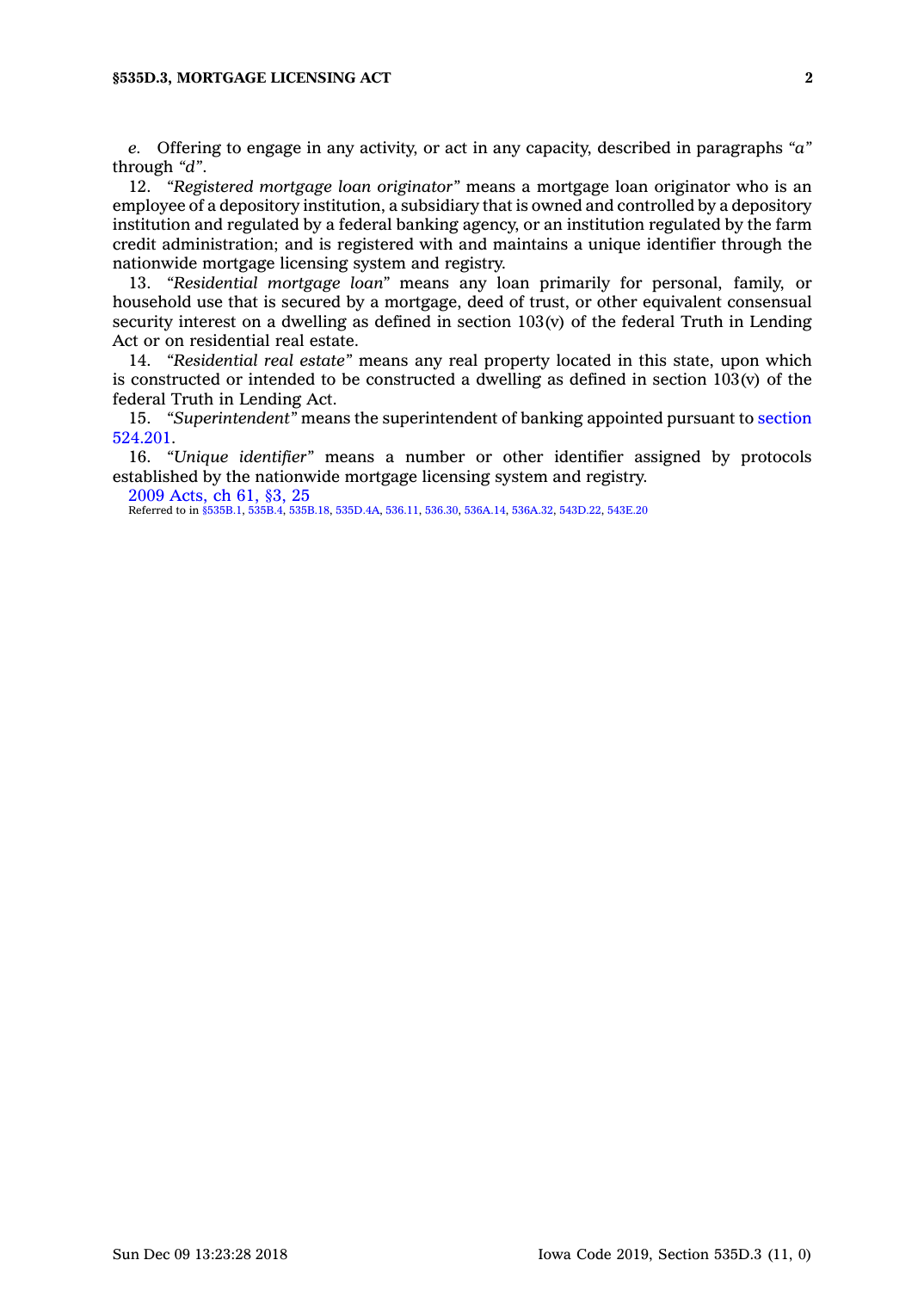*e.* Offering to engage in any activity, or act in any capacity, described in paragraphs *"a"* through *"d"*.

12. *"Registered mortgage loan originator"* means a mortgage loan originator who is an employee of a depository institution, a subsidiary that is owned and controlled by a depository institution and regulated by a federal banking agency, or an institution regulated by the farm credit administration; and is registered with and maintains a unique identifier through the nationwide mortgage licensing system and registry.

13. *"Residential mortgage loan"* means any loan primarily for personal, family, or household use that is secured by a mortgage, deed of trust, or other equivalent consensual security interest on a dwelling as defined in section 103(v) of the federal Truth in Lending Act or on residential real estate.

14. *"Residential real estate"* means any real property located in this state, upon which is constructed or intended to be constructed a dwelling as defined in section 103(v) of the federal Truth in Lending Act.

15. *"Superintendent"* means the superintendent of banking appointed pursuant to section 524.201.

16. *"Unique identifier"* means a number or other identifier assigned by protocols established by the nationwide mortgage licensing system and registry.

2009 Acts, ch 61, §3, 25

Referred to in §535B.1, 535B.4, 535B.18, 535D.4A, 536.11, 536.30, 536A.14, 536A.32, 543D.22, 543E.20